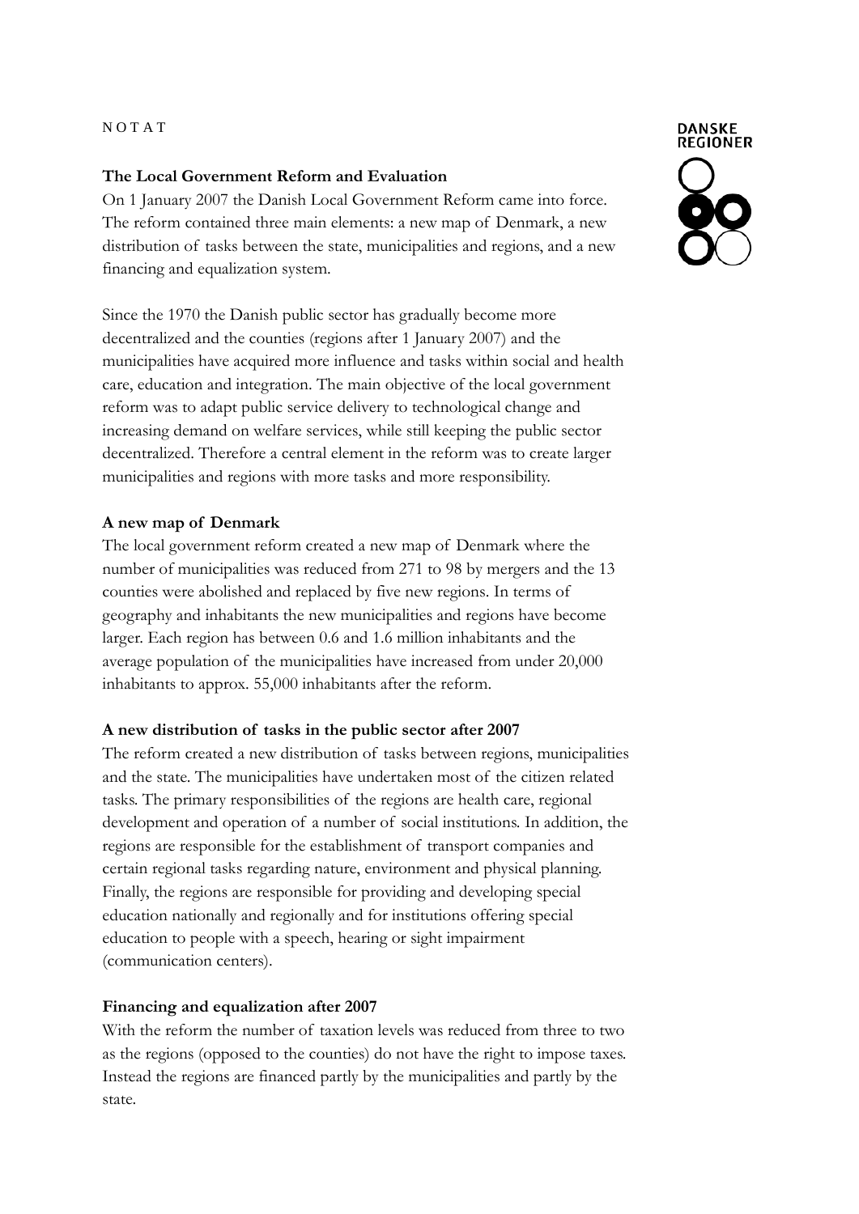NOTAT

DANSKE REGIONER

## The Local Government Reform and Evaluation

On 1 January 2007 the Danish Local Government Reform came into force. The reform contained three main elements: a new map of Denmark, a new distribution of tasks between the state, municipalities and regions, and a new financing and equalization system.

Since the 1970 the Danish public sector has gradually become more decentralized and the counties (regions after 1 January 2007) and the municipalities have acquired more influence and tasks within social and health care, education and integration. The main objective of the local government reform was to adapt public service delivery to technological change and increasing demand on welfare services, while still keeping the public sector decentralized. Therefore a central element in the reform was to create larger municipalities and regions with more tasks and more responsibility.

### A new map of Denmark

The local government reform created a new map of Denmark where the number of municipalities was reduced from 271 to 98 by mergers and the 13 counties were abolished and replaced by five new regions. In terms of geography and inhabitants the new municipalities and regions have become larger. Each region has between 0.6 and 1.6 million inhabitants and the average population of the municipalities have increased from under 20,000 inhabitants to approx. 55,000 inhabitants after the reform.

### A new distribution of tasks in the public sector after 2007

The reform created a new distribution of tasks between regions, municipalities and the state. The municipalities have undertaken most of the citizen related tasks. The primary responsibilities of the regions are health care, regional development and operation of a number of social institutions. In addition, the regions are responsible for the establishment of transport companies and certain regional tasks regarding nature, environment and physical planning. Finally, the regions are responsible for providing and developing special education nationally and regionally and for institutions offering special education to people with a speech, hearing or sight impairment (communication centers).

### Financing and equalization after 2007

With the reform the number of taxation levels was reduced from three to two as the regions (opposed to the counties) do not have the right to impose taxes. Instead the regions are financed partly by the municipalities and partly by the state.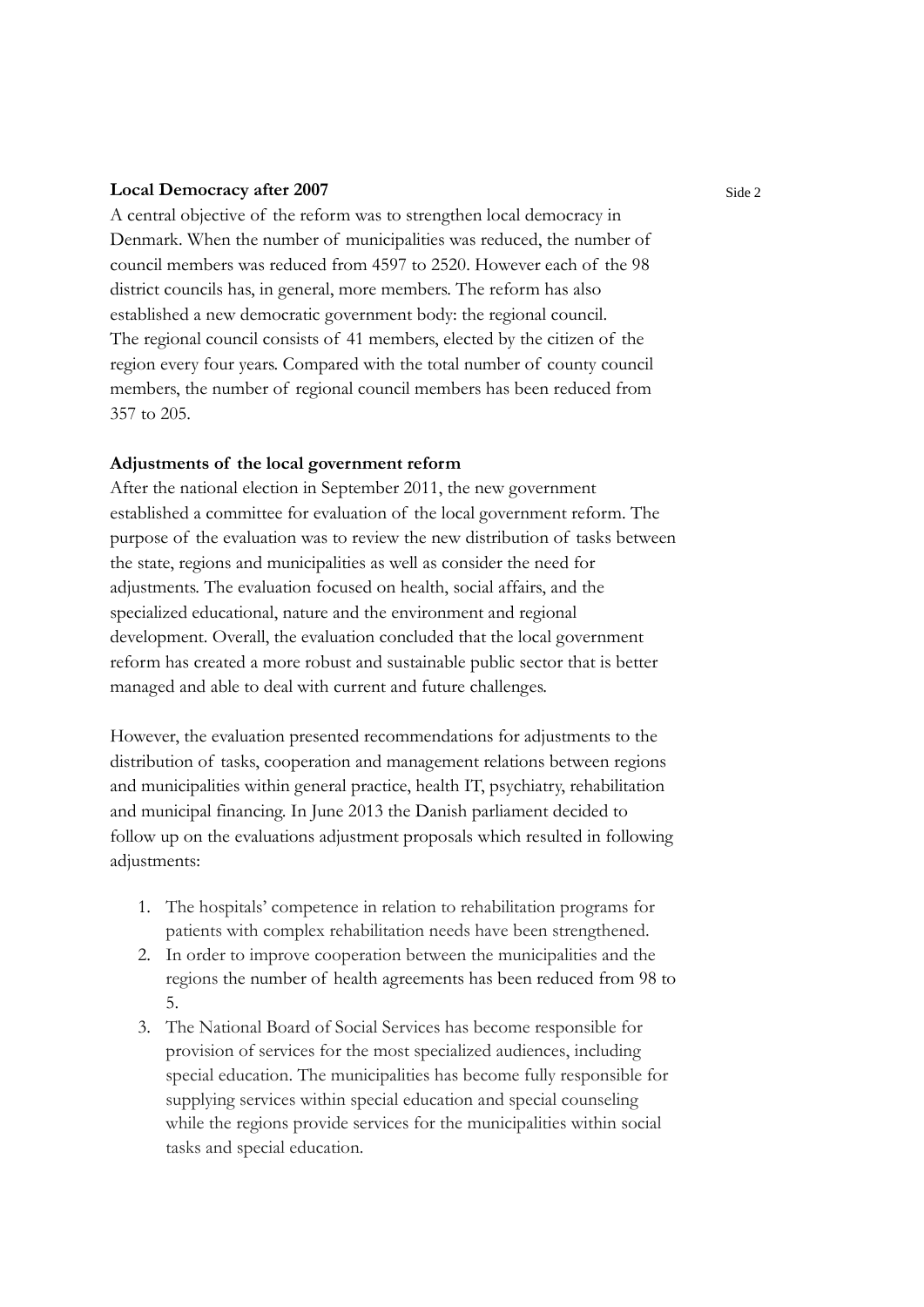**Local Democracy after 2007**

A central objective of the reform was to strengthen local democracy in Denmark. When the number of municipalities was reduced, the number of council members was reduced from 4597 to 2520. However each of the 98 district councils has, in general, more members. The reform has also established a new democratic government body: the regional council. The regional council consists of 41 members, elected by the citizen of the region every four years. Compared with the total number of county council members, the number of regional council members has been reduced from 357 to 205.

**Adjustments of the local government reform**

After the national election in September 2011, the new government established a committee for evaluation of the local government reform. The purpose of the evaluation was to review the new distribution of tasks between the state, regions and municipalities as well as consider the need for adjustments. The evaluation focused on health, social affairs, and the specialized educational, nature and the environment and regional development. Overall, the evaluation concluded that the local government reform has created a more robust and sustainable public sector that is better managed and able to deal with current and future challenges.

However, the evaluation presented recommendations for adjustments to the distribution of tasks, cooperation and management relations between regions and municipalities within general practice, health IT, psychiatry, rehabilitation and municipal financing. In June 2013 the Danish parliament decided to follow up on the evaluations adjustment proposals which resulted in following adjustments:

1. The hospitals' competence in relation to rehabilitation programs for patients with complex rehabilitation needs have been strengthened.
2. In order to improve cooperation between the municipalities and the regions the number of health agreements has been reduced from 98 to 5.
3. The National Board of Social Services has become responsible for provision of services for the most specialized audiences, including special education. The municipalities has become fully responsible for supplying services within special education and special counseling while the regions provide services for the municipalities within social tasks and special education.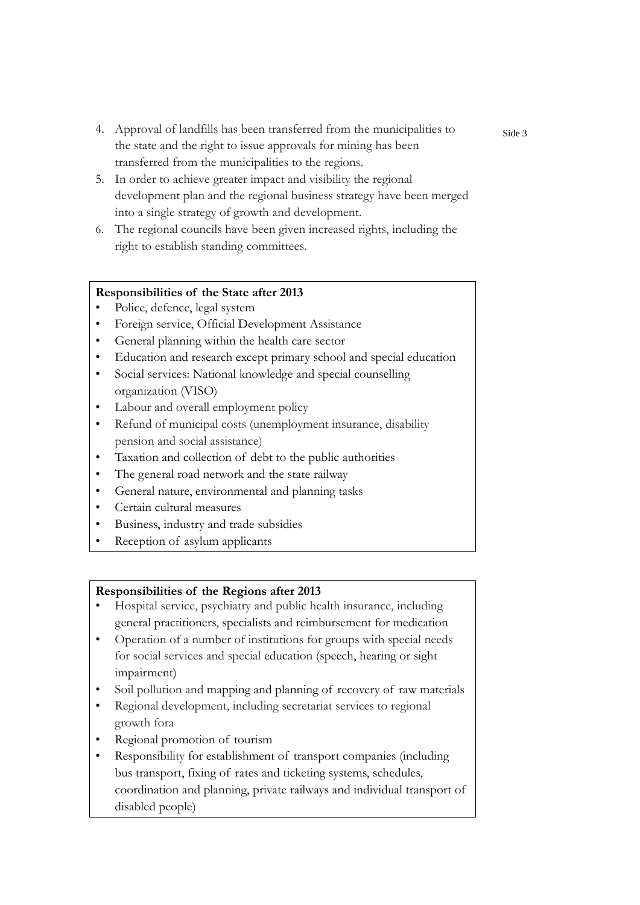4. Approval of landfills has been transferred from the municipalities to the state and the right to issue approvals for mining has been transferred from the municipalities to the regions.
5. In order to achieve greater impact and visibility the regional development plan and the regional business strategy have been merged into a single strategy of growth and development.
6. The regional councils have been given increased rights, including the right to establish standing committees.

**Responsibilities of the State after 2013**

- Police, defence, legal system
- Foreign service, Official Development Assistance
- General planning within the health care sector
- Education and research except primary school and special education
- Social services: National knowledge and special counselling organization (VISO)
- Labour and overall employment policy
- Refund of municipal costs (unemployment insurance, disability pension and social assistance)
- Taxation and collection of debt to the public authorities
- The general road network and the state railway
- General nature, environmental and planning tasks
- Certain cultural measures
- Business, industry and trade subsidies
- Reception of asylum applicants

**Responsibilities of the Regions after 2013**

- Hospital service, psychiatry and public health insurance, including general practitioners, specialists and reimbursement for medication
- Operation of a number of institutions for groups with special needs for social services and special education (speech, hearing or sight impairment)
- Soil pollution and mapping and planning of recovery of raw materials
- Regional development, including secretariat services to regional growth fora
- Regional promotion of tourism
- Responsibility for establishment of transport companies (including bus transport, fixing of rates and ticketing systems, schedules, coordination and planning, private railways and individual transport of disabled people)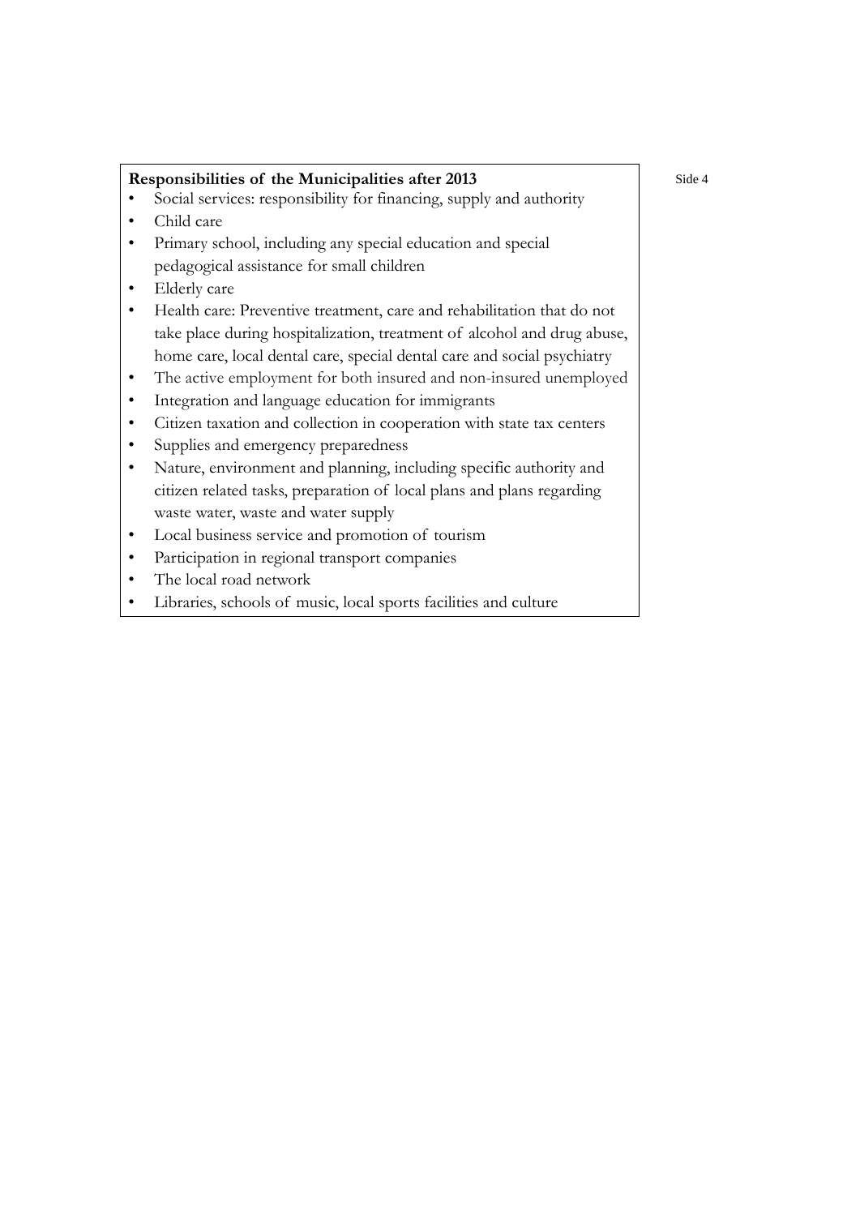**Responsibilities of the Municipalities after 2013**

- Social services: responsibility for financing, supply and authority
- Child care
- Primary school, including any special education and special pedagogical assistance for small children
- Elderly care
- Health care: Preventive treatment, care and rehabilitation that do not take place during hospitalization, treatment of alcohol and drug abuse, home care, local dental care, special dental care and social psychiatry
- The active employment for both insured and non-insured unemployed
- Integration and language education for immigrants
- Citizen taxation and collection in cooperation with state tax centers
- Supplies and emergency preparedness
- Nature, environment and planning, including specific authority and citizen related tasks, preparation of local plans and plans regarding waste water, waste and water supply
- Local business service and promotion of tourism
- Participation in regional transport companies
- The local road network
- Libraries, schools of music, local sports facilities and culture